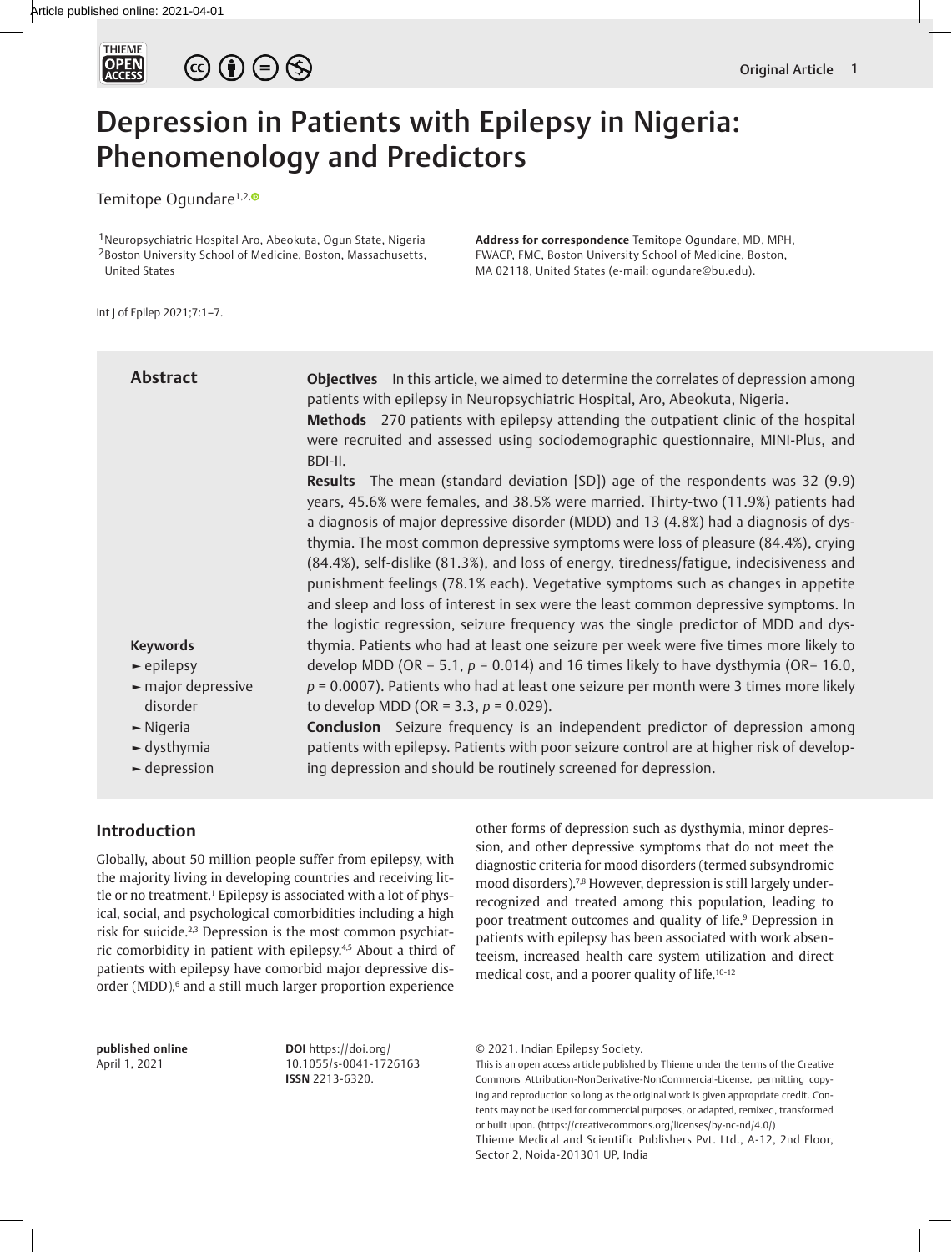# Depression in Patients with Epilepsy in Nigeria: Phenomenology and Predictors

Temitope Ogundare[1,2]

[1]Neuropsychiatric Hospital Aro, Abeokuta, Ogun State, Nigeria
[2]Boston University School of Medicine, Boston, Massachusetts, United States

**Address for correspondence** Temitope Ogundare, MD, MPH, FWACP, FMC, Boston University School of Medicine, Boston, MA 02118, United States (e-mail: ogundare@bu.edu).

Int J of Epilep 2021;7:1–7.

## Abstract

**Objectives** In this article, we aimed to determine the correlates of depression among patients with epilepsy in Neuropsychiatric Hospital, Aro, Abeokuta, Nigeria.

**Methods** 270 patients with epilepsy attending the outpatient clinic of the hospital were recruited and assessed using sociodemographic questionnaire, MINI-Plus, and BDI-II.

**Results** The mean (standard deviation [SD]) age of the respondents was 32 (9.9) years, 45.6% were females, and 38.5% were married. Thirty-two (11.9%) patients had a diagnosis of major depressive disorder (MDD) and 13 (4.8%) had a diagnosis of dysthymia. The most common depressive symptoms were loss of pleasure (84.4%), crying (84.4%), self-dislike (81.3%), and loss of energy, tiredness/fatigue, indecisiveness and punishment feelings (78.1% each). Vegetative symptoms such as changes in appetite and sleep and loss of interest in sex were the least common depressive symptoms. In the logistic regression, seizure frequency was the single predictor of MDD and dysthymia. Patients who had at least one seizure per week were five times more likely to develop MDD (OR = 5.1, $p = 0.014$) and 16 times likely to have dysthymia (OR= 16.0, $p = 0.0007$). Patients who had at least one seizure per month were 3 times more likely to develop MDD (OR = 3.3, $p = 0.029$).

**Conclusion** Seizure frequency is an independent predictor of depression among patients with epilepsy. Patients with poor seizure control are at higher risk of developing depression and should be routinely screened for depression.

**Keywords**

- epilepsy
- major depressive disorder
- Nigeria
- dysthymia
- depression

## Introduction

Globally, about 50 million people suffer from epilepsy, with the majority living in developing countries and receiving little or no treatment.[1] Epilepsy is associated with a lot of physical, social, and psychological comorbidities including a high risk for suicide.[2,3] Depression is the most common psychiatric comorbidity in patient with epilepsy.[4,5] About a third of patients with epilepsy have comorbid major depressive disorder (MDD),[6] and a still much larger proportion experience other forms of depression such as dysthymia, minor depression, and other depressive symptoms that do not meet the diagnostic criteria for mood disorders (termed subsyndromic mood disorders).[7,8] However, depression is still largely underrecognized and treated among this population, leading to poor treatment outcomes and quality of life.[9] Depression in patients with epilepsy has been associated with work absenteeism, increased health care system utilization and direct medical cost, and a poorer quality of life.[10-12]

**published online**
April 1, 2021

**DOI** https://doi.org/10.1055/s-0041-1726163
**ISSN** 2213-6320.

© 2021. Indian Epilepsy Society.

This is an open access article published by Thieme under the terms of the Creative Commons Attribution-NonDerivative-NonCommercial-License, permitting copying and reproduction so long as the original work is given appropriate credit. Contents may not be used for commercial purposes, or adapted, remixed, transformed or built upon. (https://creativecommons.org/licenses/by-nc-nd/4.0/)

Thieme Medical and Scientific Publishers Pvt. Ltd., A-12, 2nd Floor, Sector 2, Noida-201301 UP, India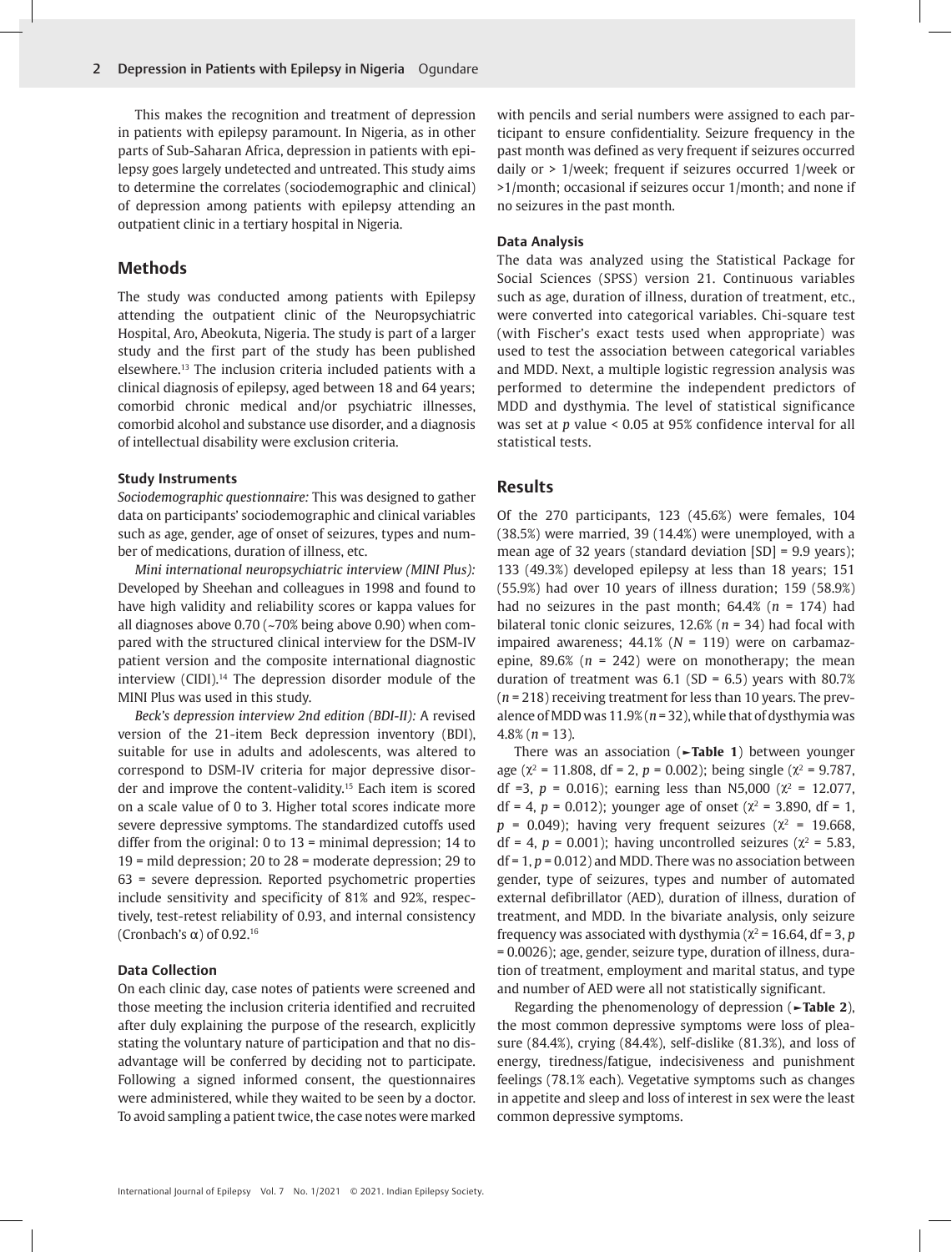This makes the recognition and treatment of depression in patients with epilepsy paramount. In Nigeria, as in other parts of Sub-Saharan Africa, depression in patients with epilepsy goes largely undetected and untreated. This study aims to determine the correlates (sociodemographic and clinical) of depression among patients with epilepsy attending an outpatient clinic in a tertiary hospital in Nigeria.

## Methods

The study was conducted among patients with Epilepsy attending the outpatient clinic of the Neuropsychiatric Hospital, Aro, Abeokuta, Nigeria. The study is part of a larger study and the first part of the study has been published elsewhere.[13] The inclusion criteria included patients with a clinical diagnosis of epilepsy, aged between 18 and 64 years; comorbid chronic medical and/or psychiatric illnesses, comorbid alcohol and substance use disorder, and a diagnosis of intellectual disability were exclusion criteria.

### Study Instruments

*Sociodemographic questionnaire:* This was designed to gather data on participants' sociodemographic and clinical variables such as age, gender, age of onset of seizures, types and number of medications, duration of illness, etc.

*Mini international neuropsychiatric interview (MINI Plus):* Developed by Sheehan and colleagues in 1998 and found to have high validity and reliability scores or kappa values for all diagnoses above 0.70 (~70% being above 0.90) when compared with the structured clinical interview for the DSM-IV patient version and the composite international diagnostic interview (CIDI).[14] The depression disorder module of the MINI Plus was used in this study.

*Beck's depression interview 2nd edition (BDI-II):* A revised version of the 21-item Beck depression inventory (BDI), suitable for use in adults and adolescents, was altered to correspond to DSM-IV criteria for major depressive disorder and improve the content-validity.[15] Each item is scored on a scale value of 0 to 3. Higher total scores indicate more severe depressive symptoms. The standardized cutoffs used differ from the original: 0 to 13 = minimal depression; 14 to 19 = mild depression; 20 to 28 = moderate depression; 29 to 63 = severe depression. Reported psychometric properties include sensitivity and specificity of 81% and 92%, respectively, test-retest reliability of 0.93, and internal consistency (Cronbach's α) of 0.92.[16]

### Data Collection

On each clinic day, case notes of patients were screened and those meeting the inclusion criteria identified and recruited after duly explaining the purpose of the research, explicitly stating the voluntary nature of participation and that no disadvantage will be conferred by deciding not to participate. Following a signed informed consent, the questionnaires were administered, while they waited to be seen by a doctor. To avoid sampling a patient twice, the case notes were marked with pencils and serial numbers were assigned to each participant to ensure confidentiality. Seizure frequency in the past month was defined as very frequent if seizures occurred daily or > 1/week; frequent if seizures occurred 1/week or >1/month; occasional if seizures occur 1/month; and none if no seizures in the past month.

### Data Analysis

The data was analyzed using the Statistical Package for Social Sciences (SPSS) version 21. Continuous variables such as age, duration of illness, duration of treatment, etc., were converted into categorical variables. Chi-square test (with Fischer's exact tests used when appropriate) was used to test the association between categorical variables and MDD. Next, a multiple logistic regression analysis was performed to determine the independent predictors of MDD and dysthymia. The level of statistical significance was set at $p$ value < 0.05 at 95% confidence interval for all statistical tests.

## Results

Of the 270 participants, 123 (45.6%) were females, 104 (38.5%) were married, 39 (14.4%) were unemployed, with a mean age of 32 years (standard deviation [SD] = 9.9 years); 133 (49.3%) developed epilepsy at less than 18 years; 151 (55.9%) had over 10 years of illness duration; 159 (58.9%) had no seizures in the past month; 64.4% ($n$ = 174) had bilateral tonic clonic seizures, 12.6% ($n$ = 34) had focal with impaired awareness; 44.1% ($N$ = 119) were on carbamazepine, 89.6% ($n$ = 242) were on monotherapy; the mean duration of treatment was 6.1 (SD = 6.5) years with 80.7% ($n$ = 218) receiving treatment for less than 10 years. The prevalence of MDD was 11.9% ($n$ = 32), while that of dysthymia was 4.8% ($n$ = 13).

There was an association (►**Table 1**) between younger age ($\chi^2$ = 11.808, df = 2, $p$ = 0.002); being single ($\chi^2$ = 9.787, df =3, $p$ = 0.016); earning less than N5,000 ($\chi^2$ = 12.077, df = 4, $p$ = 0.012); younger age of onset ($\chi^2$ = 3.890, df = 1, $p$ = 0.049); having very frequent seizures ($\chi^2$ = 19.668, df = 4, $p$ = 0.001); having uncontrolled seizures ($\chi^2$ = 5.83, df = 1, $p$ = 0.012) and MDD. There was no association between gender, type of seizures, types and number of automated external defibrillator (AED), duration of illness, duration of treatment, and MDD. In the bivariate analysis, only seizure frequency was associated with dysthymia ($\chi^2$ = 16.64, df = 3, $p$ = 0.0026); age, gender, seizure type, duration of illness, duration of treatment, employment and marital status, and type and number of AED were all not statistically significant.

Regarding the phenomenology of depression (►**Table 2**), the most common depressive symptoms were loss of pleasure (84.4%), crying (84.4%), self-dislike (81.3%), and loss of energy, tiredness/fatigue, indecisiveness and punishment feelings (78.1% each). Vegetative symptoms such as changes in appetite and sleep and loss of interest in sex were the least common depressive symptoms.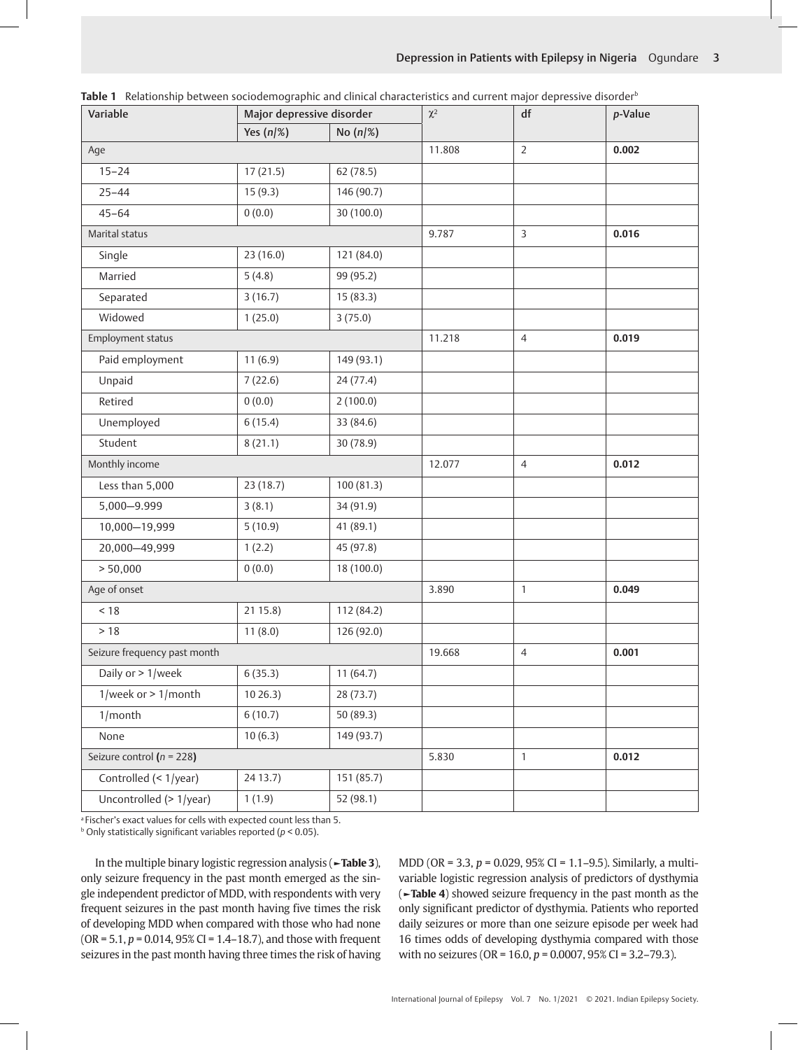**Table 1** Relationship between sociodemographic and clinical characteristics and current major depressive disorder[b]

| Variable | Major depressive disorder | | $\chi^2$ | df | *p*-Value |
|---|---|---|---|---|---|
| | Yes (*n*/%) | No (*n*/%) | | | |
| Age | | | 11.808 | 2 | **0.002** |
| 15–24 | 17 (21.5) | 62 (78.5) | | | |
| 25–44 | 15 (9.3) | 146 (90.7) | | | |
| 45–64 | 0 (0.0) | 30 (100.0) | | | |
| Marital status | | | 9.787 | 3 | **0.016** |
| Single | 23 (16.0) | 121 (84.0) | | | |
| Married | 5 (4.8) | 99 (95.2) | | | |
| Separated | 3 (16.7) | 15 (83.3) | | | |
| Widowed | 1 (25.0) | 3 (75.0) | | | |
| Employment status | | | 11.218 | 4 | **0.019** |
| Paid employment | 11 (6.9) | 149 (93.1) | | | |
| Unpaid | 7 (22.6) | 24 (77.4) | | | |
| Retired | 0 (0.0) | 2 (100.0) | | | |
| Unemployed | 6 (15.4) | 33 (84.6) | | | |
| Student | 8 (21.1) | 30 (78.9) | | | |
| Monthly income | | | 12.077 | 4 | **0.012** |
| Less than 5,000 | 23 (18.7) | 100 (81.3) | | | |
| 5,000—9.999 | 3 (8.1) | 34 (91.9) | | | |
| 10,000—19,999 | 5 (10.9) | 41 (89.1) | | | |
| 20,000—49,999 | 1 (2.2) | 45 (97.8) | | | |
| > 50,000 | 0 (0.0) | 18 (100.0) | | | |
| Age of onset | | | 3.890 | 1 | **0.049** |
| < 18 | 21 15.8) | 112 (84.2) | | | |
| > 18 | 11 (8.0) | 126 (92.0) | | | |
| Seizure frequency past month | | | 19.668 | 4 | **0.001** |
| Daily or > 1/week | 6 (35.3) | 11 (64.7) | | | |
| 1/week or > 1/month | 10 26.3) | 28 (73.7) | | | |
| 1/month | 6 (10.7) | 50 (89.3) | | | |
| None | 10 (6.3) | 149 (93.7) | | | |
| Seizure control **(***n* = 228**)** | | | 5.830 | 1 | **0.012** |
| Controlled (< 1/year) | 24 13.7) | 151 (85.7) | | | |
| Uncontrolled (> 1/year) | 1 (1.9) | 52 (98.1) | | | |

[a] Fischer's exact values for cells with expected count less than 5.
[b] Only statistically significant variables reported ($p < 0.05$).

In the multiple binary logistic regression analysis (**►Table 3**), only seizure frequency in the past month emerged as the single independent predictor of MDD, with respondents with very frequent seizures in the past month having five times the risk of developing MDD when compared with those who had none (OR = 5.1, $p = 0.014$, 95% CI = 1.4–18.7), and those with frequent seizures in the past month having three times the risk of having MDD (OR = 3.3, $p = 0.029$, 95% CI = 1.1–9.5). Similarly, a multivariable logistic regression analysis of predictors of dysthymia (**►Table 4**) showed seizure frequency in the past month as the only significant predictor of dysthymia. Patients who reported daily seizures or more than one seizure episode per week had 16 times odds of developing dysthymia compared with those with no seizures (OR = 16.0, $p = 0.0007$, 95% CI = 3.2–79.3).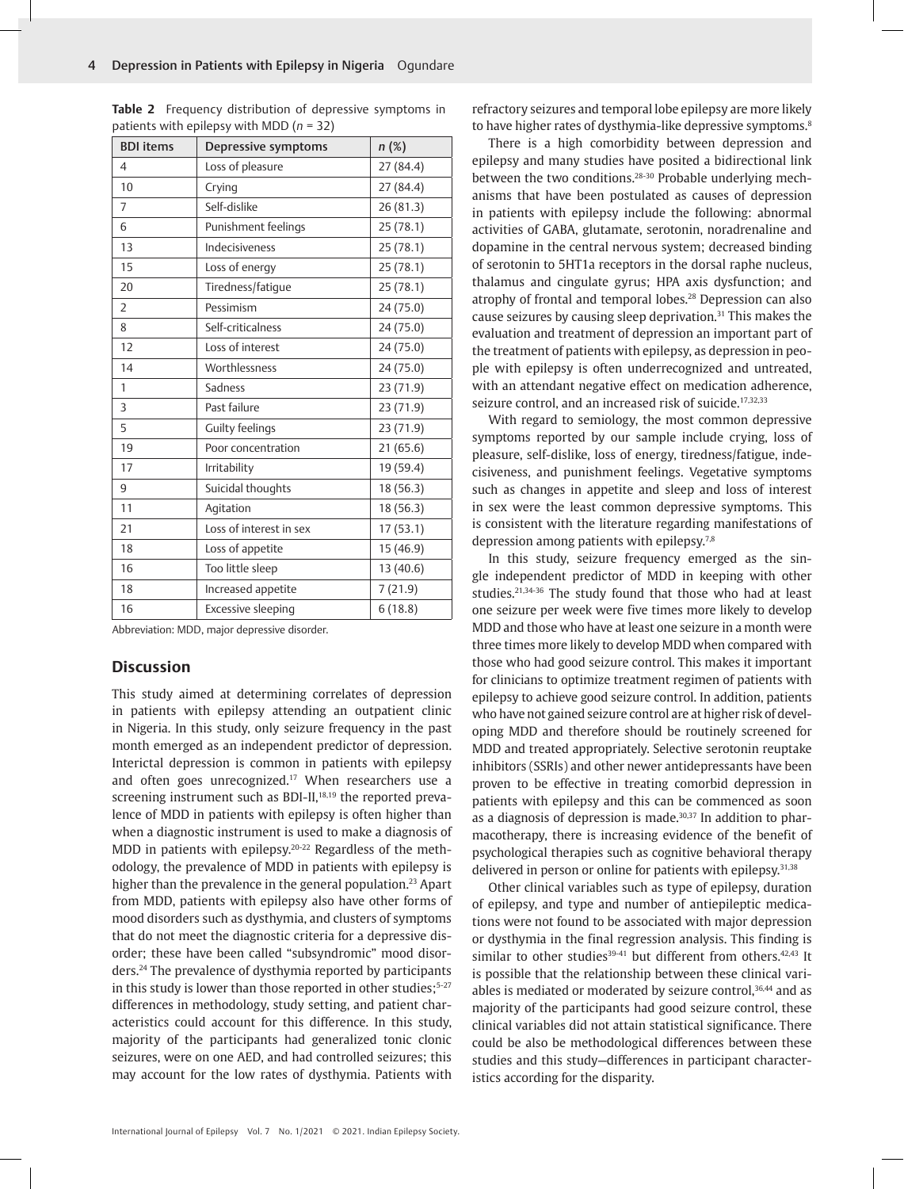**Table 2** Frequency distribution of depressive symptoms in patients with epilepsy with MDD (*n* = 32)

| BDI items | Depressive symptoms | *n* (%) |
|---|---|---|
| 4 | Loss of pleasure | 27 (84.4) |
| 10 | Crying | 27 (84.4) |
| 7 | Self-dislike | 26 (81.3) |
| 6 | Punishment feelings | 25 (78.1) |
| 13 | Indecisiveness | 25 (78.1) |
| 15 | Loss of energy | 25 (78.1) |
| 20 | Tiredness/fatigue | 25 (78.1) |
| 2 | Pessimism | 24 (75.0) |
| 8 | Self-criticalness | 24 (75.0) |
| 12 | Loss of interest | 24 (75.0) |
| 14 | Worthlessness | 24 (75.0) |
| 1 | Sadness | 23 (71.9) |
| 3 | Past failure | 23 (71.9) |
| 5 | Guilty feelings | 23 (71.9) |
| 19 | Poor concentration | 21 (65.6) |
| 17 | Irritability | 19 (59.4) |
| 9 | Suicidal thoughts | 18 (56.3) |
| 11 | Agitation | 18 (56.3) |
| 21 | Loss of interest in sex | 17 (53.1) |
| 18 | Loss of appetite | 15 (46.9) |
| 16 | Too little sleep | 13 (40.6) |
| 18 | Increased appetite | 7 (21.9) |
| 16 | Excessive sleeping | 6 (18.8) |

Abbreviation: MDD, major depressive disorder.

## Discussion

This study aimed at determining correlates of depression in patients with epilepsy attending an outpatient clinic in Nigeria. In this study, only seizure frequency in the past month emerged as an independent predictor of depression. Interictal depression is common in patients with epilepsy and often goes unrecognized.[17] When researchers use a screening instrument such as BDI-II,[18,19] the reported prevalence of MDD in patients with epilepsy is often higher than when a diagnostic instrument is used to make a diagnosis of MDD in patients with epilepsy.[20-22] Regardless of the methodology, the prevalence of MDD in patients with epilepsy is higher than the prevalence in the general population.[23] Apart from MDD, patients with epilepsy also have other forms of mood disorders such as dysthymia, and clusters of symptoms that do not meet the diagnostic criteria for a depressive disorder; these have been called "subsyndromic" mood disorders.[24] The prevalence of dysthymia reported by participants in this study is lower than those reported in other studies;[5-27] differences in methodology, study setting, and patient characteristics could account for this difference. In this study, majority of the participants had generalized tonic clonic seizures, were on one AED, and had controlled seizures; this may account for the low rates of dysthymia. Patients with refractory seizures and temporal lobe epilepsy are more likely to have higher rates of dysthymia-like depressive symptoms.[8]

There is a high comorbidity between depression and epilepsy and many studies have posited a bidirectional link between the two conditions.[28-30] Probable underlying mechanisms that have been postulated as causes of depression in patients with epilepsy include the following: abnormal activities of GABA, glutamate, serotonin, noradrenaline and dopamine in the central nervous system; decreased binding of serotonin to 5HT1a receptors in the dorsal raphe nucleus, thalamus and cingulate gyrus; HPA axis dysfunction; and atrophy of frontal and temporal lobes.[28] Depression can also cause seizures by causing sleep deprivation.[31] This makes the evaluation and treatment of depression an important part of the treatment of patients with epilepsy, as depression in people with epilepsy is often underrecognized and untreated, with an attendant negative effect on medication adherence, seizure control, and an increased risk of suicide.[17,32,33]

With regard to semiology, the most common depressive symptoms reported by our sample include crying, loss of pleasure, self-dislike, loss of energy, tiredness/fatigue, indecisiveness, and punishment feelings. Vegetative symptoms such as changes in appetite and sleep and loss of interest in sex were the least common depressive symptoms. This is consistent with the literature regarding manifestations of depression among patients with epilepsy.[7,8]

In this study, seizure frequency emerged as the single independent predictor of MDD in keeping with other studies.[21,34-36] The study found that those who had at least one seizure per week were five times more likely to develop MDD and those who have at least one seizure in a month were three times more likely to develop MDD when compared with those who had good seizure control. This makes it important for clinicians to optimize treatment regimen of patients with epilepsy to achieve good seizure control. In addition, patients who have not gained seizure control are at higher risk of developing MDD and therefore should be routinely screened for MDD and treated appropriately. Selective serotonin reuptake inhibitors (SSRIs) and other newer antidepressants have been proven to be effective in treating comorbid depression in patients with epilepsy and this can be commenced as soon as a diagnosis of depression is made.[30,37] In addition to pharmacotherapy, there is increasing evidence of the benefit of psychological therapies such as cognitive behavioral therapy delivered in person or online for patients with epilepsy.[31,38]

Other clinical variables such as type of epilepsy, duration of epilepsy, and type and number of antiepileptic medications were not found to be associated with major depression or dysthymia in the final regression analysis. This finding is similar to other studies[39-41] but different from others.[42,43] It is possible that the relationship between these clinical variables is mediated or moderated by seizure control,[36,44] and as majority of the participants had good seizure control, these clinical variables did not attain statistical significance. There could be also be methodological differences between these studies and this study—differences in participant characteristics according for the disparity.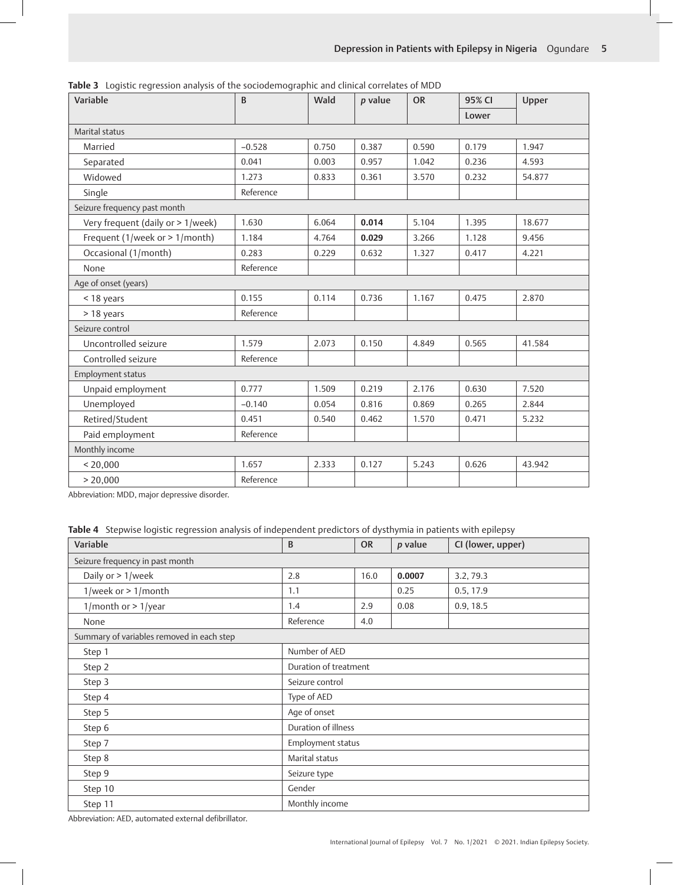**Table 3** Logistic regression analysis of the sociodemographic and clinical correlates of MDD

| Variable | B | Wald | *p* value | OR | 95% CI | Upper |
|---|---|---|---|---|---|---|
| | | | | | Lower | |
| Marital status | | | | | | |
| Married | −0.528 | 0.750 | 0.387 | 0.590 | 0.179 | 1.947 |
| Separated | 0.041 | 0.003 | 0.957 | 1.042 | 0.236 | 4.593 |
| Widowed | 1.273 | 0.833 | 0.361 | 3.570 | 0.232 | 54.877 |
| Single | Reference | | | | | |
| Seizure frequency past month | | | | | | |
| Very frequent (daily or > 1/week) | 1.630 | 6.064 | **0.014** | 5.104 | 1.395 | 18.677 |
| Frequent (1/week or > 1/month) | 1.184 | 4.764 | **0.029** | 3.266 | 1.128 | 9.456 |
| Occasional (1/month) | 0.283 | 0.229 | 0.632 | 1.327 | 0.417 | 4.221 |
| None | Reference | | | | | |
| Age of onset (years) | | | | | | |
| < 18 years | 0.155 | 0.114 | 0.736 | 1.167 | 0.475 | 2.870 |
| > 18 years | Reference | | | | | |
| Seizure control | | | | | | |
| Uncontrolled seizure | 1.579 | 2.073 | 0.150 | 4.849 | 0.565 | 41.584 |
| Controlled seizure | Reference | | | | | |
| Employment status | | | | | | |
| Unpaid employment | 0.777 | 1.509 | 0.219 | 2.176 | 0.630 | 7.520 |
| Unemployed | −0.140 | 0.054 | 0.816 | 0.869 | 0.265 | 2.844 |
| Retired/Student | 0.451 | 0.540 | 0.462 | 1.570 | 0.471 | 5.232 |
| Paid employment | Reference | | | | | |
| Monthly income | | | | | | |
| < 20,000 | 1.657 | 2.333 | 0.127 | 5.243 | 0.626 | 43.942 |
| > 20,000 | Reference | | | | | |

Abbreviation: MDD, major depressive disorder.

**Table 4** Stepwise logistic regression analysis of independent predictors of dysthymia in patients with epilepsy

| Variable | B | OR | *p* value | CI (lower, upper) |
|---|---|---|---|---|
| Seizure frequency in past month | | | | |
| Daily or > 1/week | 2.8 | 16.0 | **0.0007** | 3.2, 79.3 |
| 1/week or > 1/month | 1.1 | | 0.25 | 0.5, 17.9 |
| 1/month or > 1/year | 1.4 | 2.9 | 0.08 | 0.9, 18.5 |
| None | Reference | 4.0 | | |
| Summary of variables removed in each step | | | | |
| Step 1 | Number of AED | | | |
| Step 2 | Duration of treatment | | | |
| Step 3 | Seizure control | | | |
| Step 4 | Type of AED | | | |
| Step 5 | Age of onset | | | |
| Step 6 | Duration of illness | | | |
| Step 7 | Employment status | | | |
| Step 8 | Marital status | | | |
| Step 9 | Seizure type | | | |
| Step 10 | Gender | | | |
| Step 11 | Monthly income | | | |

Abbreviation: AED, automated external defibrillator.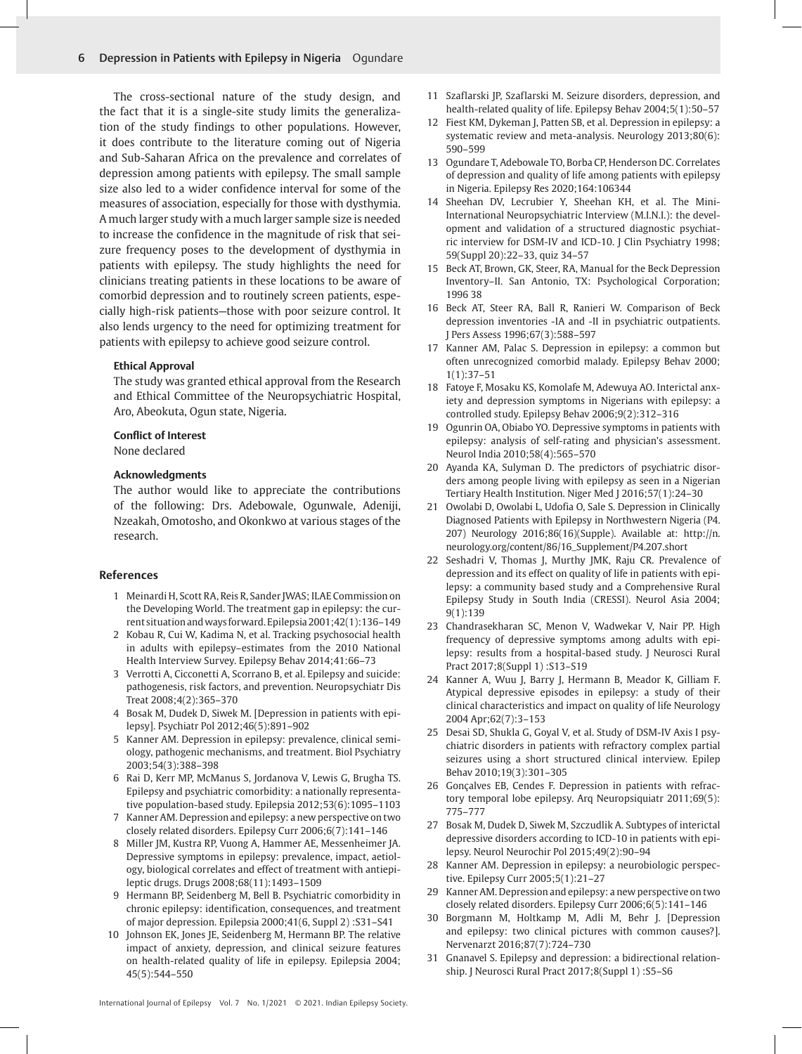The cross-sectional nature of the study design, and the fact that it is a single-site study limits the generalization of the study findings to other populations. However, it does contribute to the literature coming out of Nigeria and Sub-Saharan Africa on the prevalence and correlates of depression among patients with epilepsy. The small sample size also led to a wider confidence interval for some of the measures of association, especially for those with dysthymia. A much larger study with a much larger sample size is needed to increase the confidence in the magnitude of risk that seizure frequency poses to the development of dysthymia in patients with epilepsy. The study highlights the need for clinicians treating patients in these locations to be aware of comorbid depression and to routinely screen patients, especially high-risk patients—those with poor seizure control. It also lends urgency to the need for optimizing treatment for patients with epilepsy to achieve good seizure control.

### Ethical Approval

The study was granted ethical approval from the Research and Ethical Committee of the Neuropsychiatric Hospital, Aro, Abeokuta, Ogun state, Nigeria.

### Conflict of Interest

None declared

### Acknowledgments

The author would like to appreciate the contributions of the following: Drs. Adebowale, Ogunwale, Adeniji, Nzeakah, Omotosho, and Okonkwo at various stages of the research.

## References

1. Meinardi H, Scott RA, Reis R, Sander JWAS; ILAE Commission on the Developing World. The treatment gap in epilepsy: the current situation and ways forward. Epilepsia 2001;42(1):136–149
2. Kobau R, Cui W, Kadima N, et al. Tracking psychosocial health in adults with epilepsy–estimates from the 2010 National Health Interview Survey. Epilepsy Behav 2014;41:66–73
3. Verrotti A, Cicconetti A, Scorrano B, et al. Epilepsy and suicide: pathogenesis, risk factors, and prevention. Neuropsychiatr Dis Treat 2008;4(2):365–370
4. Bosak M, Dudek D, Siwek M. [Depression in patients with epilepsy]. Psychiatr Pol 2012;46(5):891–902
5. Kanner AM. Depression in epilepsy: prevalence, clinical semiology, pathogenic mechanisms, and treatment. Biol Psychiatry 2003;54(3):388–398
6. Rai D, Kerr MP, McManus S, Jordanova V, Lewis G, Brugha TS. Epilepsy and psychiatric comorbidity: a nationally representative population-based study. Epilepsia 2012;53(6):1095–1103
7. Kanner AM. Depression and epilepsy: a new perspective on two closely related disorders. Epilepsy Curr 2006;6(7):141–146
8. Miller JM, Kustra RP, Vuong A, Hammer AE, Messenheimer JA. Depressive symptoms in epilepsy: prevalence, impact, aetiology, biological correlates and effect of treatment with antiepileptic drugs. Drugs 2008;68(11):1493–1509
9. Hermann BP, Seidenberg M, Bell B. Psychiatric comorbidity in chronic epilepsy: identification, consequences, and treatment of major depression. Epilepsia 2000;41(6, Suppl 2) :S31–S41
10. Johnson EK, Jones JE, Seidenberg M, Hermann BP. The relative impact of anxiety, depression, and clinical seizure features on health-related quality of life in epilepsy. Epilepsia 2004; 45(5):544–550
11. Szaflarski JP, Szaflarski M. Seizure disorders, depression, and health-related quality of life. Epilepsy Behav 2004;5(1):50–57
12. Fiest KM, Dykeman J, Patten SB, et al. Depression in epilepsy: a systematic review and meta-analysis. Neurology 2013;80(6): 590–599
13. Ogundare T, Adebowale TO, Borba CP, Henderson DC. Correlates of depression and quality of life among patients with epilepsy in Nigeria. Epilepsy Res 2020;164:106344
14. Sheehan DV, Lecrubier Y, Sheehan KH, et al. The Mini-International Neuropsychiatric Interview (M.I.N.I.): the development and validation of a structured diagnostic psychiatric interview for DSM-IV and ICD-10. J Clin Psychiatry 1998; 59(Suppl 20):22–33, quiz 34–57
15. Beck AT, Brown, GK, Steer, RA, Manual for the Beck Depression Inventory–II. San Antonio, TX: Psychological Corporation; 1996 38
16. Beck AT, Steer RA, Ball R, Ranieri W. Comparison of Beck depression inventories -IA and -II in psychiatric outpatients. J Pers Assess 1996;67(3):588–597
17. Kanner AM, Palac S. Depression in epilepsy: a common but often unrecognized comorbid malady. Epilepsy Behav 2000; 1(1):37–51
18. Fatoye F, Mosaku KS, Komolafe M, Adewuya AO. Interictal anxiety and depression symptoms in Nigerians with epilepsy: a controlled study. Epilepsy Behav 2006;9(2):312–316
19. Ogunrin OA, Obiabo YO. Depressive symptoms in patients with epilepsy: analysis of self-rating and physician's assessment. Neurol India 2010;58(4):565–570
20. Ayanda KA, Sulyman D. The predictors of psychiatric disorders among people living with epilepsy as seen in a Nigerian Tertiary Health Institution. Niger Med J 2016;57(1):24–30
21. Owolabi D, Owolabi L, Udofia O, Sale S. Depression in Clinically Diagnosed Patients with Epilepsy in Northwestern Nigeria (P4. 207) Neurology 2016;86(16)(Supple). Available at: http://n.neurology.org/content/86/16_Supplement/P4.207.short
22. Seshadri V, Thomas J, Murthy JMK, Raju CR. Prevalence of depression and its effect on quality of life in patients with epilepsy: a community based study and a Comprehensive Rural Epilepsy Study in South India (CRESSI). Neurol Asia 2004; 9(1):139
23. Chandrasekharan SC, Menon V, Wadwekar V, Nair PP. High frequency of depressive symptoms among adults with epilepsy: results from a hospital-based study. J Neurosci Rural Pract 2017;8(Suppl 1) :S13–S19
24. Kanner A, Wuu J, Barry J, Hermann B, Meador K, Gilliam F. Atypical depressive episodes in epilepsy: a study of their clinical characteristics and impact on quality of life Neurology 2004 Apr;62(7):3–153
25. Desai SD, Shukla G, Goyal V, et al. Study of DSM-IV Axis I psychiatric disorders in patients with refractory complex partial seizures using a short structured clinical interview. Epilep Behav 2010;19(3):301–305
26. Gonçalves EB, Cendes F. Depression in patients with refractory temporal lobe epilepsy. Arq Neuropsiquiatr 2011;69(5): 775–777
27. Bosak M, Dudek D, Siwek M, Szczudlik A. Subtypes of interictal depressive disorders according to ICD-10 in patients with epilepsy. Neurol Neurochir Pol 2015;49(2):90–94
28. Kanner AM. Depression in epilepsy: a neurobiologic perspective. Epilepsy Curr 2005;5(1):21–27
29. Kanner AM. Depression and epilepsy: a new perspective on two closely related disorders. Epilepsy Curr 2006;6(5):141–146
30. Borgmann M, Holtkamp M, Adli M, Behr J. [Depression and epilepsy: two clinical pictures with common causes?]. Nervenarzt 2016;87(7):724–730
31. Gnanavel S. Epilepsy and depression: a bidirectional relationship. J Neurosci Rural Pract 2017;8(Suppl 1) :S5–S6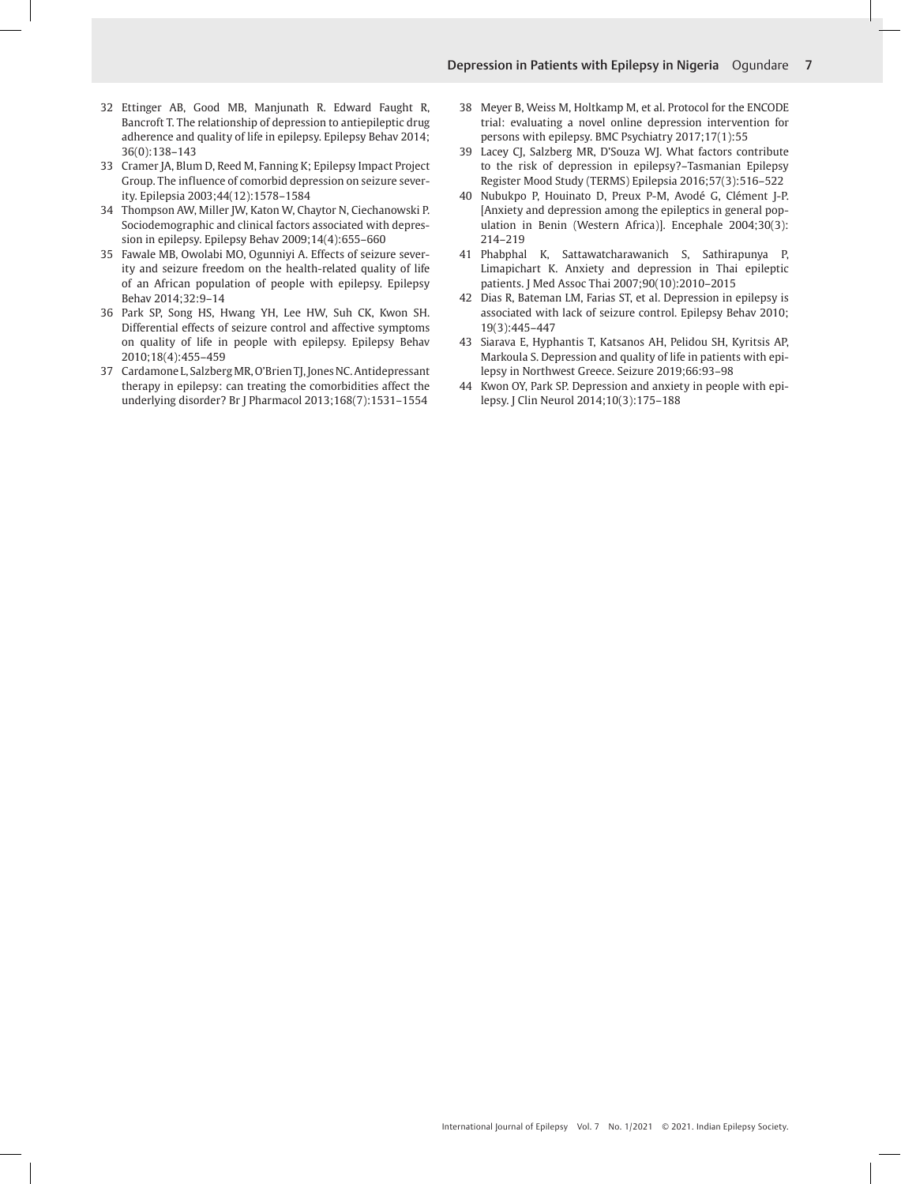32 Ettinger AB, Good MB, Manjunath R. Edward Faught R, Bancroft T. The relationship of depression to antiepileptic drug adherence and quality of life in epilepsy. Epilepsy Behav 2014; 36(0):138–143

33 Cramer JA, Blum D, Reed M, Fanning K; Epilepsy Impact Project Group. The influence of comorbid depression on seizure severity. Epilepsia 2003;44(12):1578–1584

34 Thompson AW, Miller JW, Katon W, Chaytor N, Ciechanowski P. Sociodemographic and clinical factors associated with depression in epilepsy. Epilepsy Behav 2009;14(4):655–660

35 Fawale MB, Owolabi MO, Ogunniyi A. Effects of seizure severity and seizure freedom on the health-related quality of life of an African population of people with epilepsy. Epilepsy Behav 2014;32:9–14

36 Park SP, Song HS, Hwang YH, Lee HW, Suh CK, Kwon SH. Differential effects of seizure control and affective symptoms on quality of life in people with epilepsy. Epilepsy Behav 2010;18(4):455–459

37 Cardamone L, Salzberg MR, O'Brien TJ, Jones NC. Antidepressant therapy in epilepsy: can treating the comorbidities affect the underlying disorder? Br J Pharmacol 2013;168(7):1531–1554

38 Meyer B, Weiss M, Holtkamp M, et al. Protocol for the ENCODE trial: evaluating a novel online depression intervention for persons with epilepsy. BMC Psychiatry 2017;17(1):55

39 Lacey CJ, Salzberg MR, D'Souza WJ. What factors contribute to the risk of depression in epilepsy?–Tasmanian Epilepsy Register Mood Study (TERMS) Epilepsia 2016;57(3):516–522

40 Nubukpo P, Houinato D, Preux P-M, Avodé G, Clément J-P. [Anxiety and depression among the epileptics in general population in Benin (Western Africa)]. Encephale 2004;30(3): 214–219

41 Phabphal K, Sattawatcharawanich S, Sathirapunya P, Limapichart K. Anxiety and depression in Thai epileptic patients. J Med Assoc Thai 2007;90(10):2010–2015

42 Dias R, Bateman LM, Farias ST, et al. Depression in epilepsy is associated with lack of seizure control. Epilepsy Behav 2010; 19(3):445–447

43 Siarava E, Hyphantis T, Katsanos AH, Pelidou SH, Kyritsis AP, Markoula S. Depression and quality of life in patients with epilepsy in Northwest Greece. Seizure 2019;66:93–98

44 Kwon OY, Park SP. Depression and anxiety in people with epilepsy. J Clin Neurol 2014;10(3):175–188